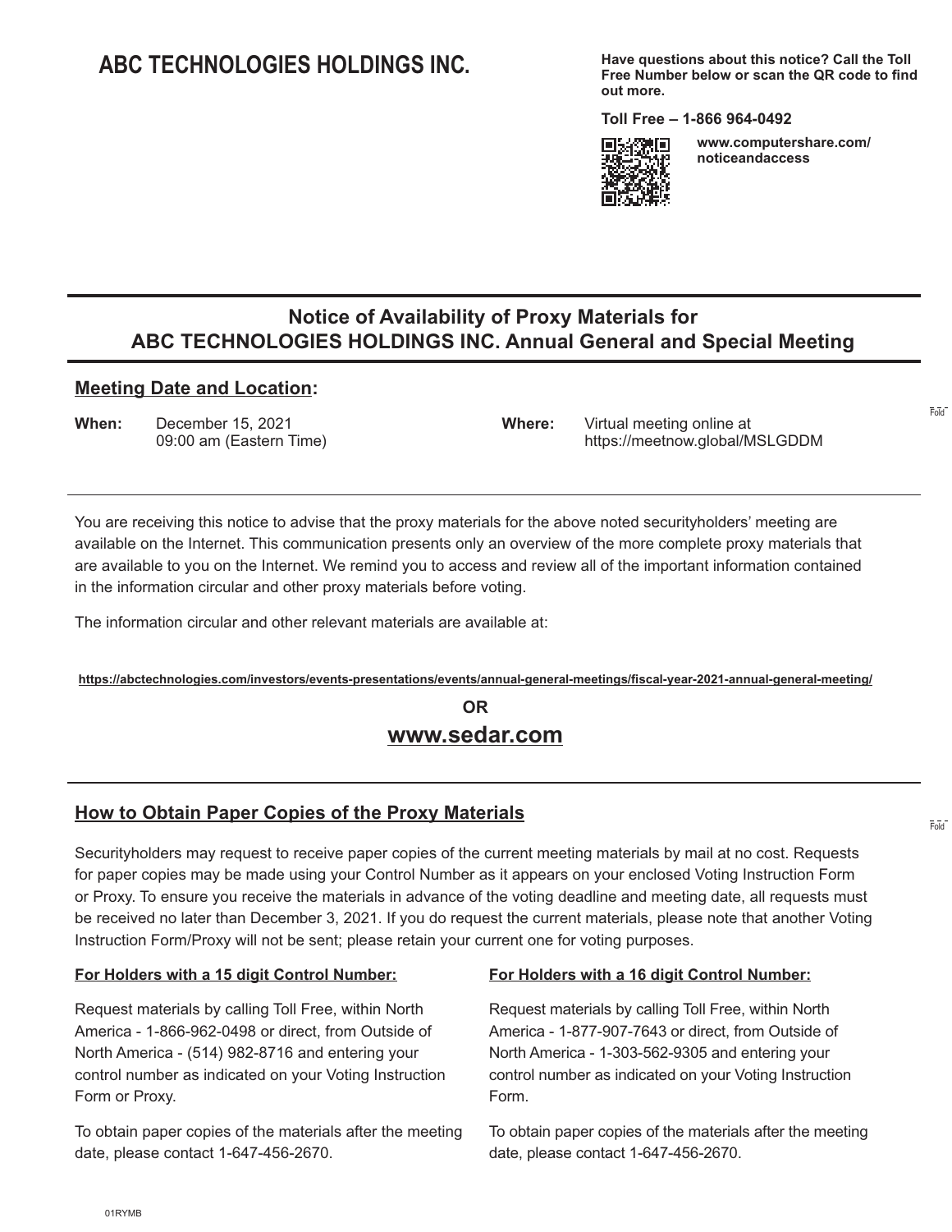# ABC TECHNOLOGIES HOLDINGS INC.

**Have questions about this notice? Call the Toll Free Number below or scan the QR code to find out more.**

**Toll Free – 1-866 964-0492**

**www.computershare.com/noticeandaccess**

## Notice of Availability of Proxy Materials for ABC TECHNOLOGIES HOLDINGS INC. Annual General and Special Meeting

### Meeting Date and Location:

**When:** December 15, 2021
09:00 am (Eastern Time)

**Where:** Virtual meeting online at
https://meetnow.global/MSLGDDM

You are receiving this notice to advise that the proxy materials for the above noted securityholders' meeting are available on the Internet. This communication presents only an overview of the more complete proxy materials that are available to you on the Internet. We remind you to access and review all of the important information contained in the information circular and other proxy materials before voting.

The information circular and other relevant materials are available at:

**https://abctechnologies.com/investors/events-presentations/events/annual-general-meetings/fiscal-year-2021-annual-general-meeting/**

**OR**

**www.sedar.com**

### How to Obtain Paper Copies of the Proxy Materials

Securityholders may request to receive paper copies of the current meeting materials by mail at no cost. Requests for paper copies may be made using your Control Number as it appears on your enclosed Voting Instruction Form or Proxy. To ensure you receive the materials in advance of the voting deadline and meeting date, all requests must be received no later than December 3, 2021. If you do request the current materials, please note that another Voting Instruction Form/Proxy will not be sent; please retain your current one for voting purposes.

**For Holders with a 15 digit Control Number:**

Request materials by calling Toll Free, within North America - 1-866-962-0498 or direct, from Outside of North America - (514) 982-8716 and entering your control number as indicated on your Voting Instruction Form or Proxy.

To obtain paper copies of the materials after the meeting date, please contact 1-647-456-2670.

**For Holders with a 16 digit Control Number:**

Request materials by calling Toll Free, within North America - 1-877-907-7643 or direct, from Outside of North America - 1-303-562-9305 and entering your control number as indicated on your Voting Instruction Form.

To obtain paper copies of the materials after the meeting date, please contact 1-647-456-2670.

01RYMB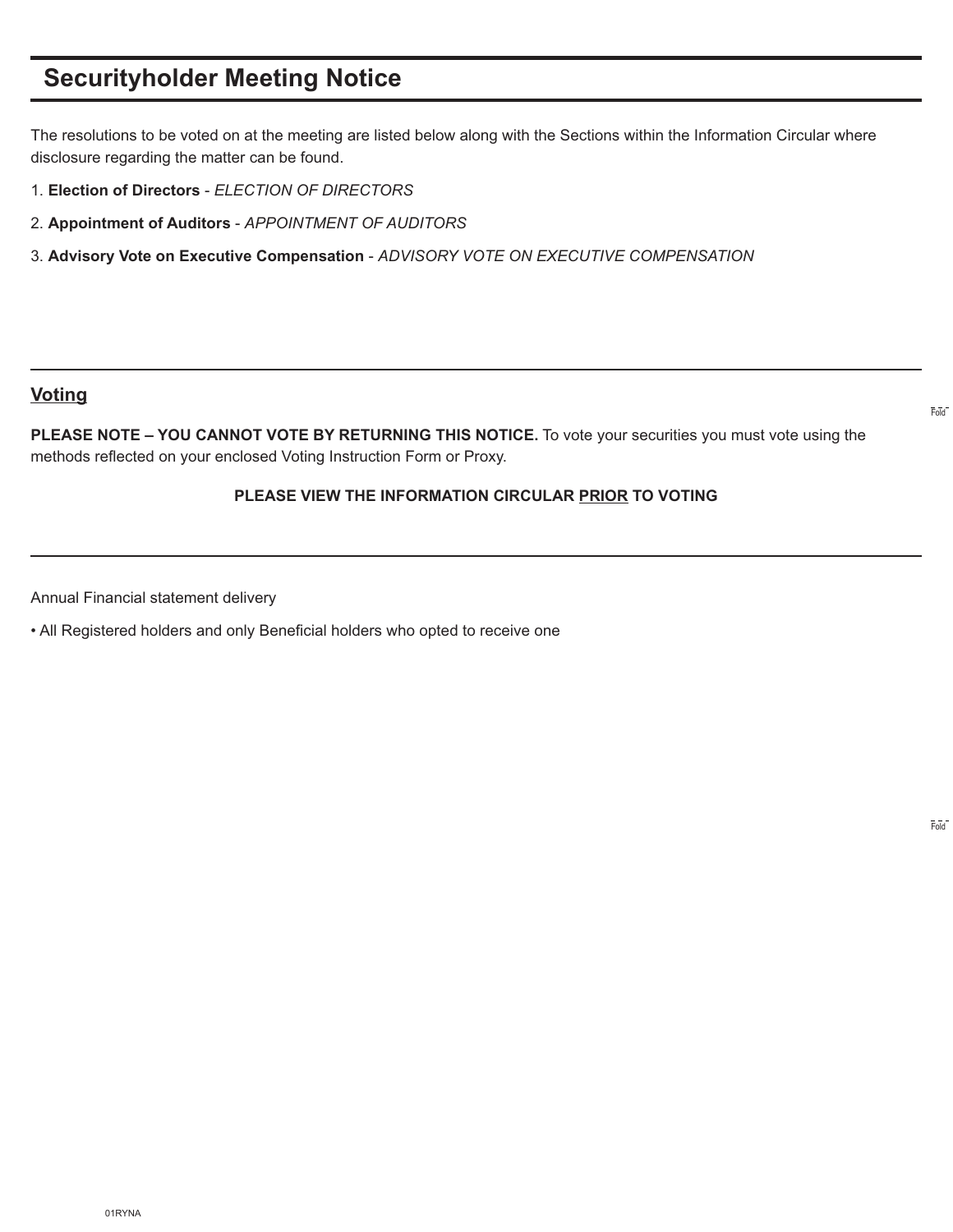## Securityholder Meeting Notice

The resolutions to be voted on at the meeting are listed below along with the Sections within the Information Circular where disclosure regarding the matter can be found.

1. **Election of Directors** - *ELECTION OF DIRECTORS*

2. **Appointment of Auditors** - *APPOINTMENT OF AUDITORS*

3. **Advisory Vote on Executive Compensation** - *ADVISORY VOTE ON EXECUTIVE COMPENSATION*

---

### Voting

**PLEASE NOTE – YOU CANNOT VOTE BY RETURNING THIS NOTICE.** To vote your securities you must vote using the methods reflected on your enclosed Voting Instruction Form or Proxy.

**PLEASE VIEW THE INFORMATION CIRCULAR PRIOR TO VOTING**

---

Annual Financial statement delivery

• All Registered holders and only Beneficial holders who opted to receive one

01RYNA